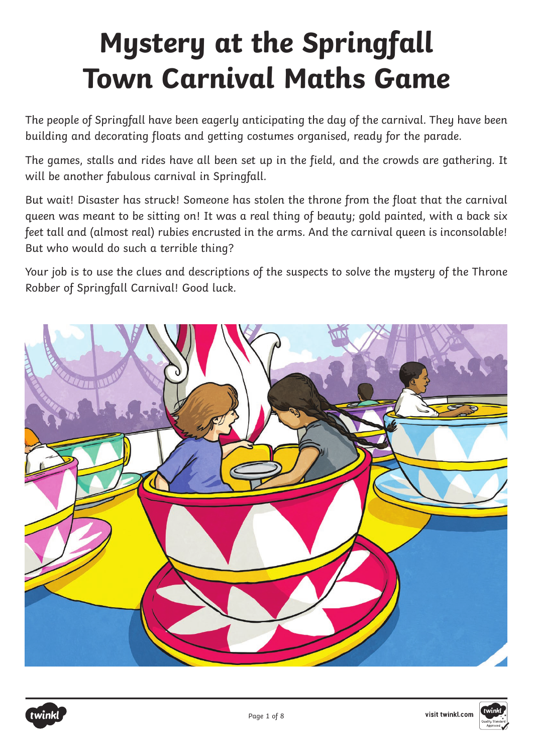# Mystery at the Springfall Town Carnival Maths Game

The people of Springfall have been eagerly anticipating the day of the carnival. They have been building and decorating floats and getting costumes organised, ready for the parade.

The games, stalls and rides have all been set up in the field, and the crowds are gathering. It will be another fabulous carnival in Springfall.

But wait! Disaster has struck! Someone has stolen the throne from the float that the carnival queen was meant to be sitting on! It was a real thing of beauty; gold painted, with a back six feet tall and (almost real) rubies encrusted in the arms. And the carnival queen is inconsolable! But who would do such a terrible thing?

Your job is to use the clues and descriptions of the suspects to solve the mystery of the Throne Robber of Springfall Carnival! Good luck.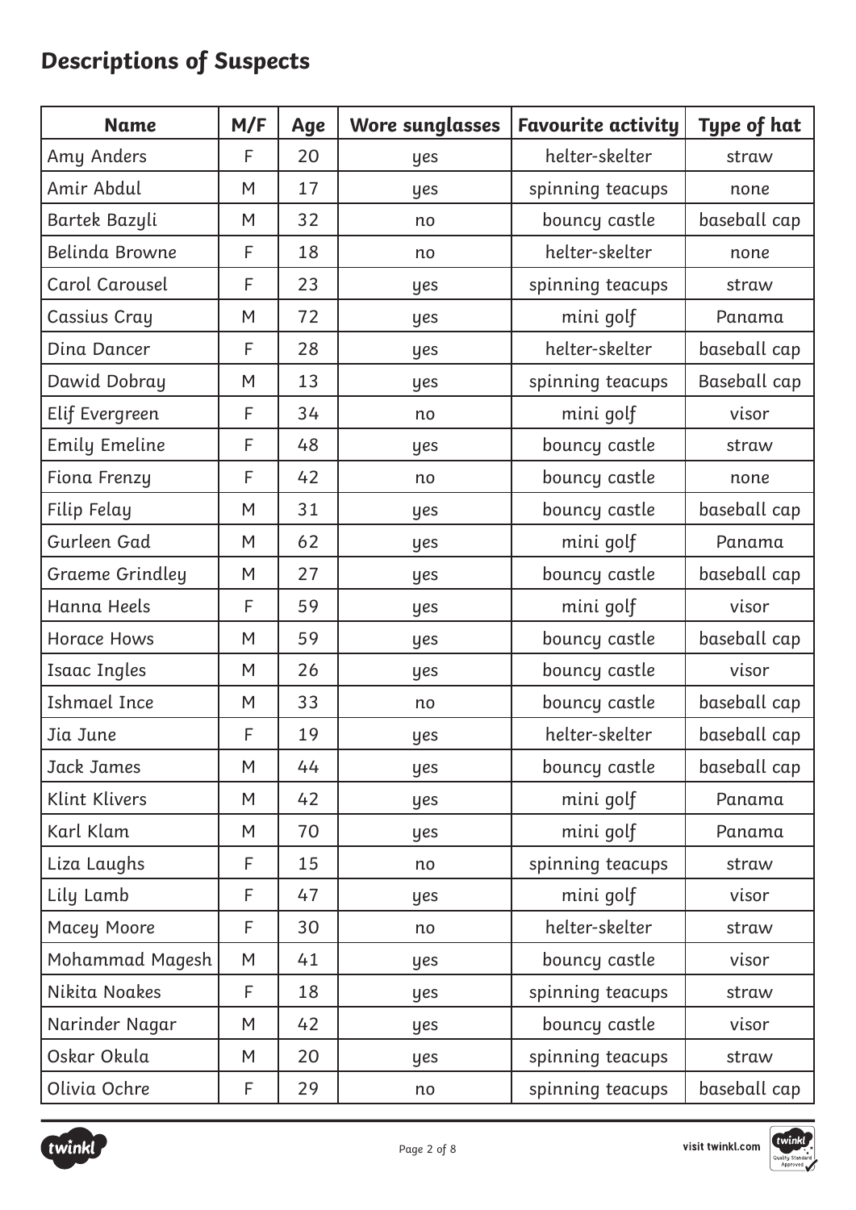## Descriptions of Suspects

| Name | M/F | Age | Wore sunglasses | Favourite activity | Type of hat |
|---|---|---|---|---|---|
| Amy Anders | F | 20 | yes | helter-skelter | straw |
| Amir Abdul | M | 17 | yes | spinning teacups | none |
| Bartek Bazyli | M | 32 | no | bouncy castle | baseball cap |
| Belinda Browne | F | 18 | no | helter-skelter | none |
| Carol Carousel | F | 23 | yes | spinning teacups | straw |
| Cassius Cray | M | 72 | yes | mini golf | Panama |
| Dina Dancer | F | 28 | yes | helter-skelter | baseball cap |
| Dawid Dobray | M | 13 | yes | spinning teacups | Baseball cap |
| Elif Evergreen | F | 34 | no | mini golf | visor |
| Emily Emeline | F | 48 | yes | bouncy castle | straw |
| Fiona Frenzy | F | 42 | no | bouncy castle | none |
| Filip Felay | M | 31 | yes | bouncy castle | baseball cap |
| Gurleen Gad | M | 62 | yes | mini golf | Panama |
| Graeme Grindley | M | 27 | yes | bouncy castle | baseball cap |
| Hanna Heels | F | 59 | yes | mini golf | visor |
| Horace Hows | M | 59 | yes | bouncy castle | baseball cap |
| Isaac Ingles | M | 26 | yes | bouncy castle | visor |
| Ishmael Ince | M | 33 | no | bouncy castle | baseball cap |
| Jia June | F | 19 | yes | helter-skelter | baseball cap |
| Jack James | M | 44 | yes | bouncy castle | baseball cap |
| Klint Klivers | M | 42 | yes | mini golf | Panama |
| Karl Klam | M | 70 | yes | mini golf | Panama |
| Liza Laughs | F | 15 | no | spinning teacups | straw |
| Lily Lamb | F | 47 | yes | mini golf | visor |
| Macey Moore | F | 30 | no | helter-skelter | straw |
| Mohammad Magesh | M | 41 | yes | bouncy castle | visor |
| Nikita Noakes | F | 18 | yes | spinning teacups | straw |
| Narinder Nagar | M | 42 | yes | bouncy castle | visor |
| Oskar Okula | M | 20 | yes | spinning teacups | straw |
| Olivia Ochre | F | 29 | no | spinning teacups | baseball cap |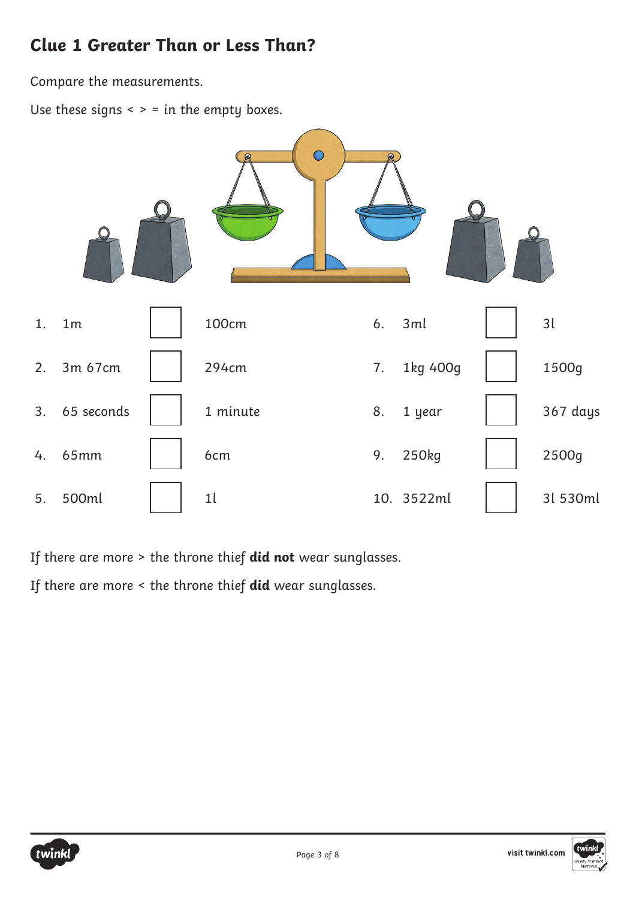## Clue 1 Greater Than or Less Than?

Compare the measurements.

Use these signs < > = in the empty boxes.

| | | | | | | | |
|---|---|---|---|---|---|---|---|
| 1. | 1m | | 100cm | 6. | 3ml | | 3l |
| 2. | 3m 67cm | | 294cm | 7. | 1kg 400g | | 1500g |
| 3. | 65 seconds | | 1 minute | 8. | 1 year | | 367 days |
| 4. | 65mm | | 6cm | 9. | 250kg | | 2500g |
| 5. | 500ml | | 1l | 10. | 3522ml | | 3l 530ml |

If there are more > the throne thief **did not** wear sunglasses.

If there are more < the throne thief **did** wear sunglasses.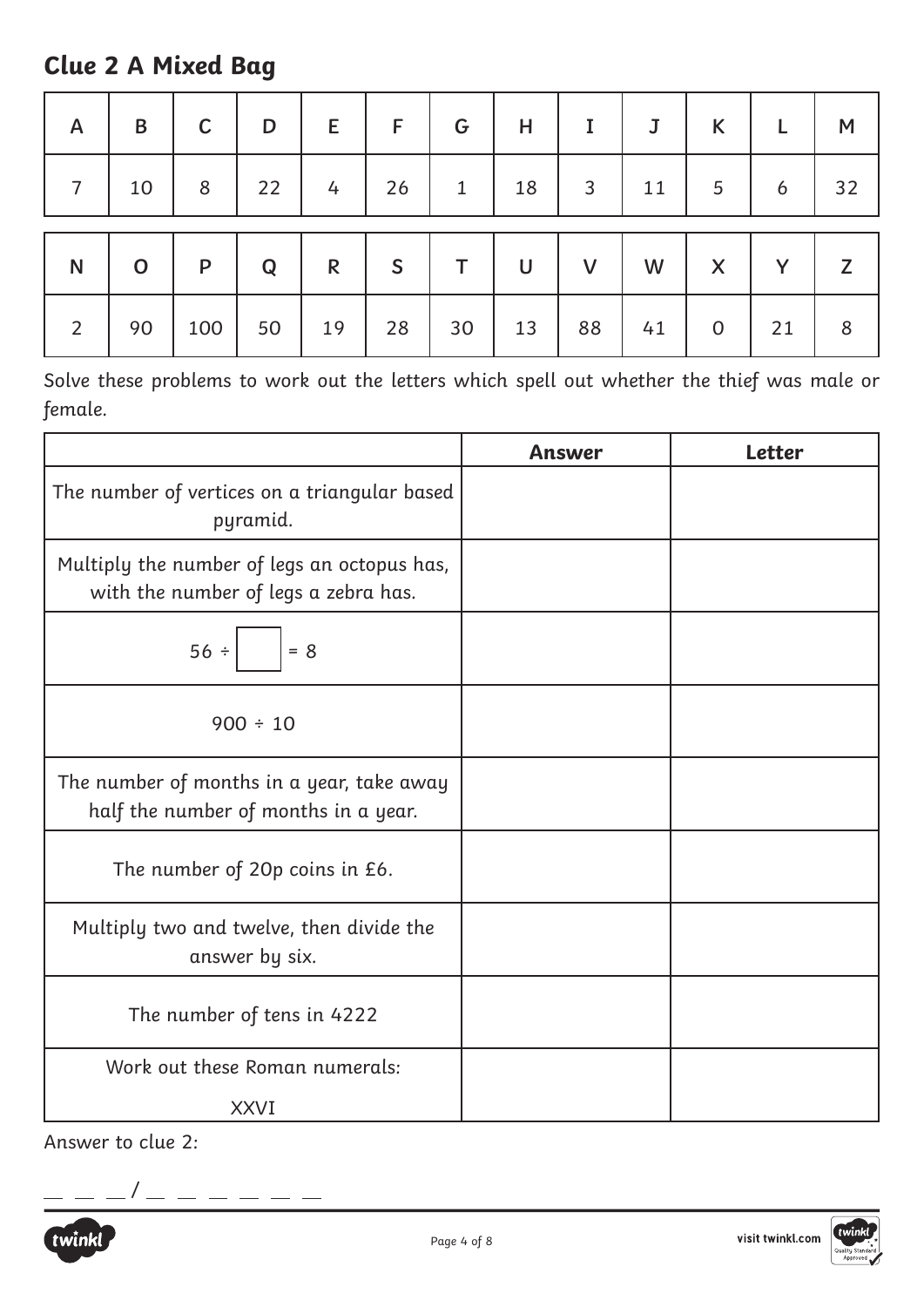## Clue 2 A Mixed Bag

| A | B | C | D | E | F | G | H | I | J | K | L | M |
|---|---|---|---|---|---|---|---|---|---|---|---|---|
| 7 | 10 | 8 | 22 | 4 | 26 | 1 | 18 | 3 | 11 | 5 | 6 | 32 |

| N | O | P | Q | R | S | T | U | V | W | X | Y | Z |
|---|---|---|---|---|---|---|---|---|---|---|---|---|
| 2 | 90 | 100 | 50 | 19 | 28 | 30 | 13 | 88 | 41 | 0 | 21 | 8 |

*Solve these problems to work out the letters which spell out whether the thief was male or female.*

| | **Answer** | **Letter** |
|---|---|---|
| The number of vertices on a triangular based pyramid. | | |
| Multiply the number of legs an octopus has, with the number of legs a zebra has. | | |
| 56 ÷ ☐ = 8 | | |
| 900 ÷ 10 | | |
| The number of months in a year, take away half the number of months in a year. | | |
| The number of 20p coins in £6. | | |
| Multiply two and twelve, then divide the answer by six. | | |
| The number of tens in 4222 | | |
| Work out these Roman numerals: XXVI | | |

Answer to clue 2:

_ _ _ / _ _ _ _ _ _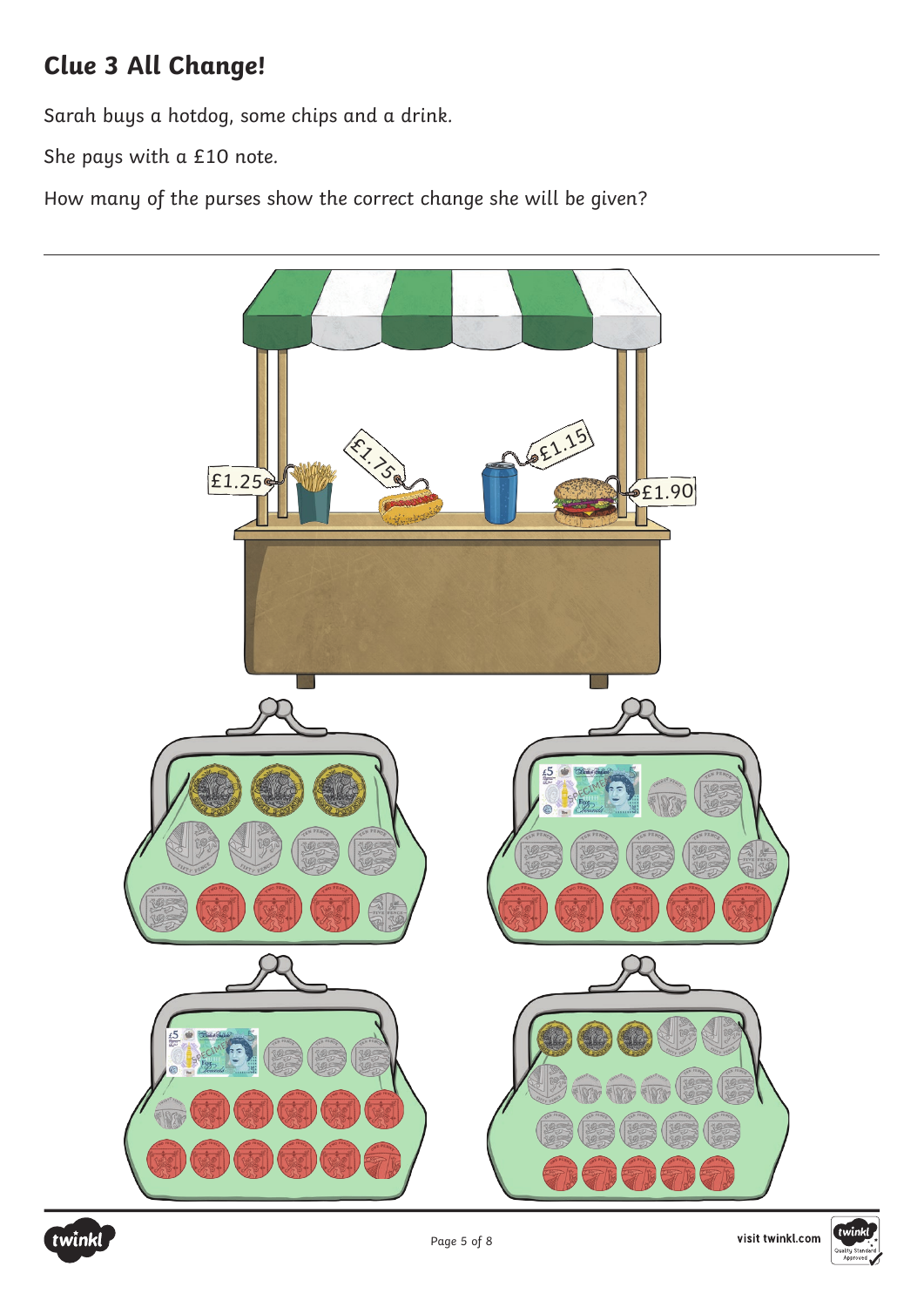## Clue 3 All Change!

Sarah buys a hotdog, some chips and a drink.

She pays with a £10 note.

How many of the purses show the correct change she will be given?

£1.25

£1.75

£1.15

£1.90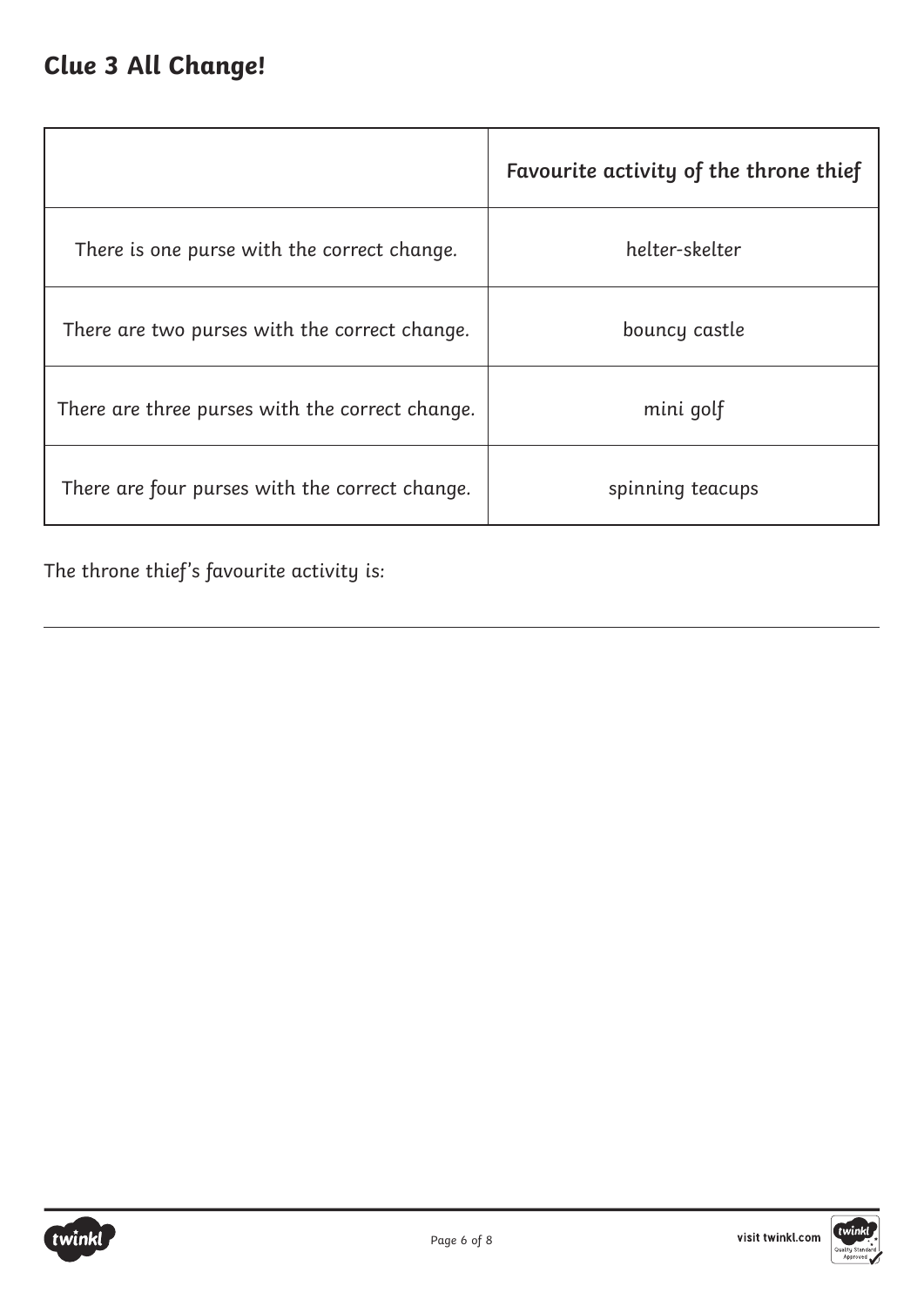## Clue 3 All Change!

| | **Favourite activity of the throne thief** |
|---|---|
| There is one purse with the correct change. | helter-skelter |
| There are two purses with the correct change. | bouncy castle |
| There are three purses with the correct change. | mini golf |
| There are four purses with the correct change. | spinning teacups |

The throne thief's favourite activity is:

___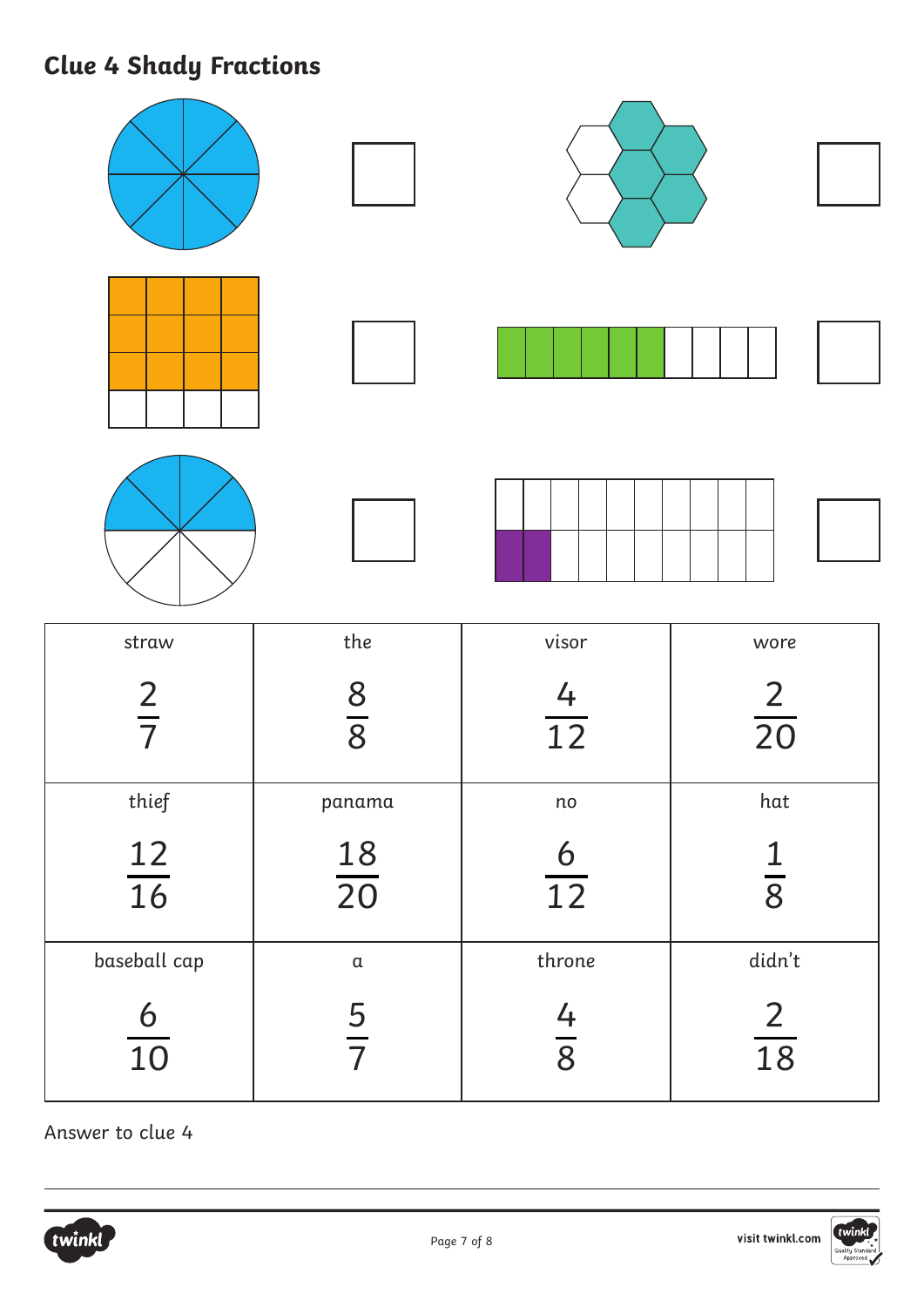## Clue 4 Shady Fractions

| straw | the | visor | wore |
|---|---|---|---|
| $\frac{2}{7}$ | $\frac{8}{8}$ | $\frac{4}{12}$ | $\frac{2}{20}$ |
| **thief** | **panama** | **no** | **hat** |
| $\frac{12}{16}$ | $\frac{18}{20}$ | $\frac{6}{12}$ | $\frac{1}{8}$ |
| **baseball cap** | **a** | **throne** | **didn't** |
| $\frac{6}{10}$ | $\frac{5}{7}$ | $\frac{4}{8}$ | $\frac{2}{18}$ |

Answer to clue 4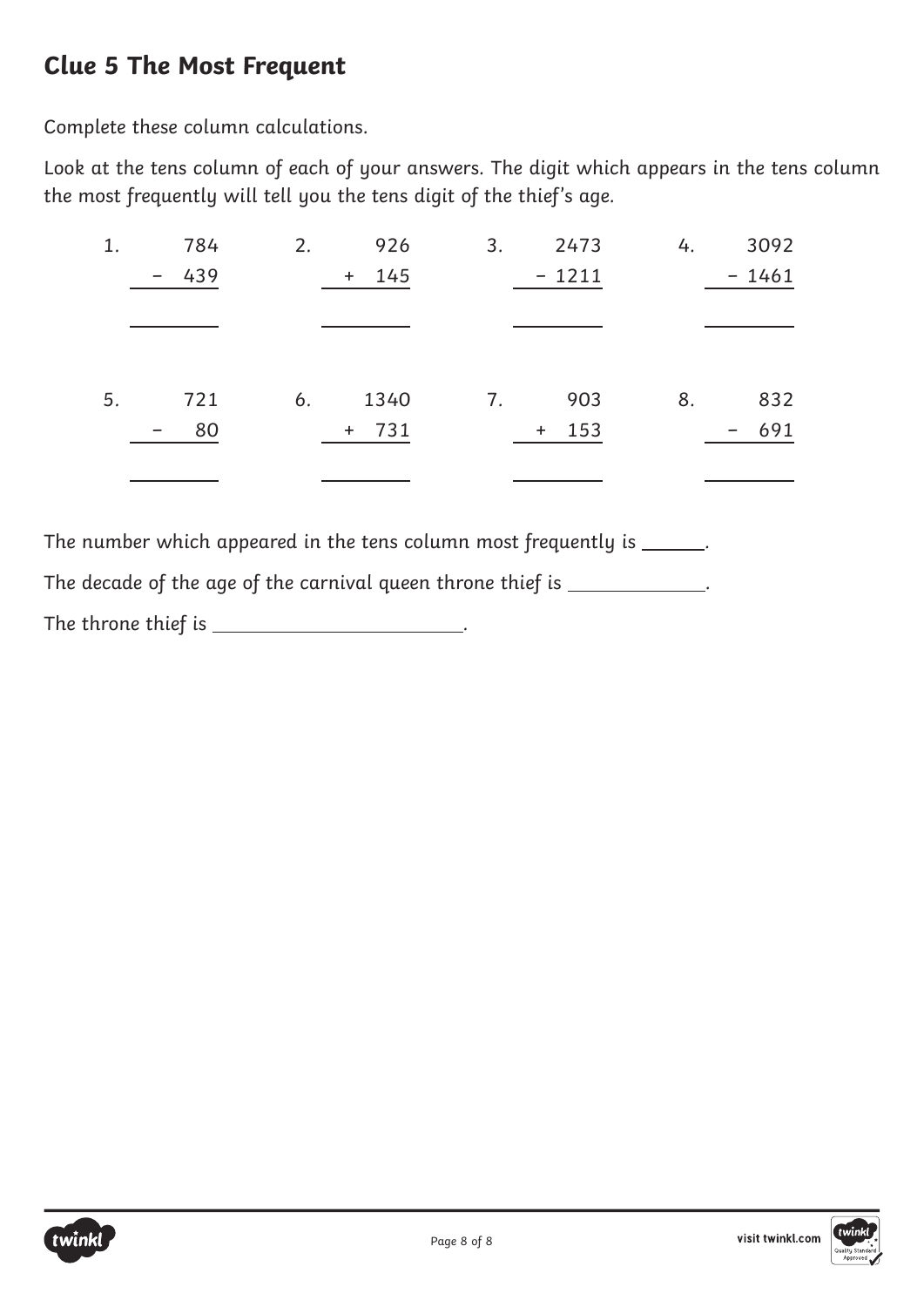## Clue 5 The Most Frequent

Complete these column calculations.

Look at the tens column of each of your answers. The digit which appears in the tens column the most frequently will tell you the tens digit of the thief's age.

1.
```
   784
 - 439
 _____
```

2.
```
   926
 + 145
 _____
```

3.
```
  2473
- 1211
 _____
```

4.
```
  3092
- 1461
 _____
```

5.
```
   721
 -  80
 _____
```

6.
```
  1340
 + 731
 _____
```

7.
```
   903
 + 153
 _____
```

8.
```
   832
 - 691
 _____
```

The number which appeared in the tens column most frequently is ______.

The decade of the age of the carnival queen throne thief is ____________.

The throne thief is ________________________.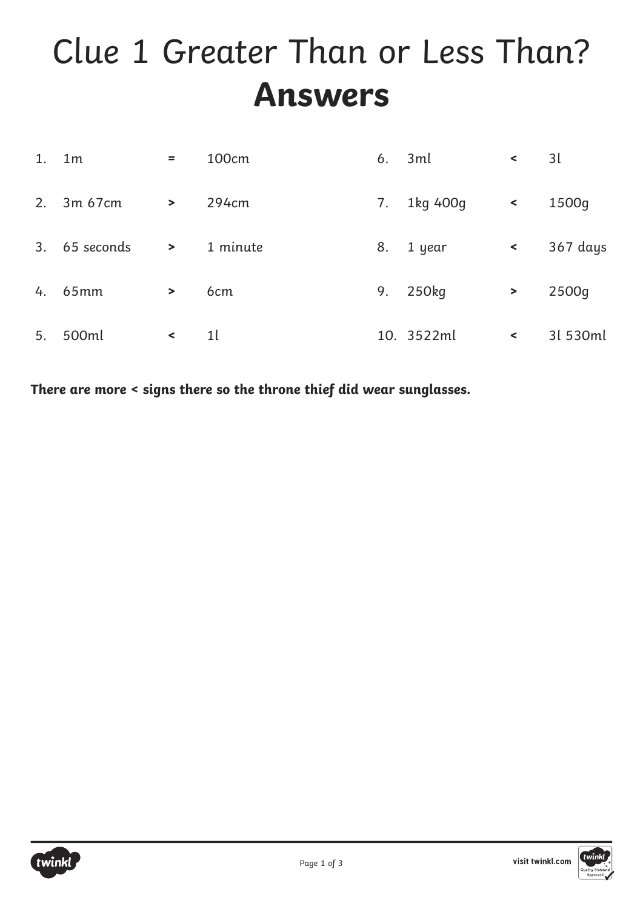# Clue 1 Greater Than or Less Than? **Answers**

| | | | | | | | |
|---|---|---|---|---|---|---|---|
| 1. | 1m | = | 100cm | 6. | 3ml | < | 3l |
| 2. | 3m 67cm | > | 294cm | 7. | 1kg 400g | < | 1500g |
| 3. | 65 seconds | > | 1 minute | 8. | 1 year | < | 367 days |
| 4. | 65mm | > | 6cm | 9. | 250kg | > | 2500g |
| 5. | 500ml | < | 1l | 10. | 3522ml | < | 3l 530ml |

**There are more < signs there so the throne thief did wear sunglasses.**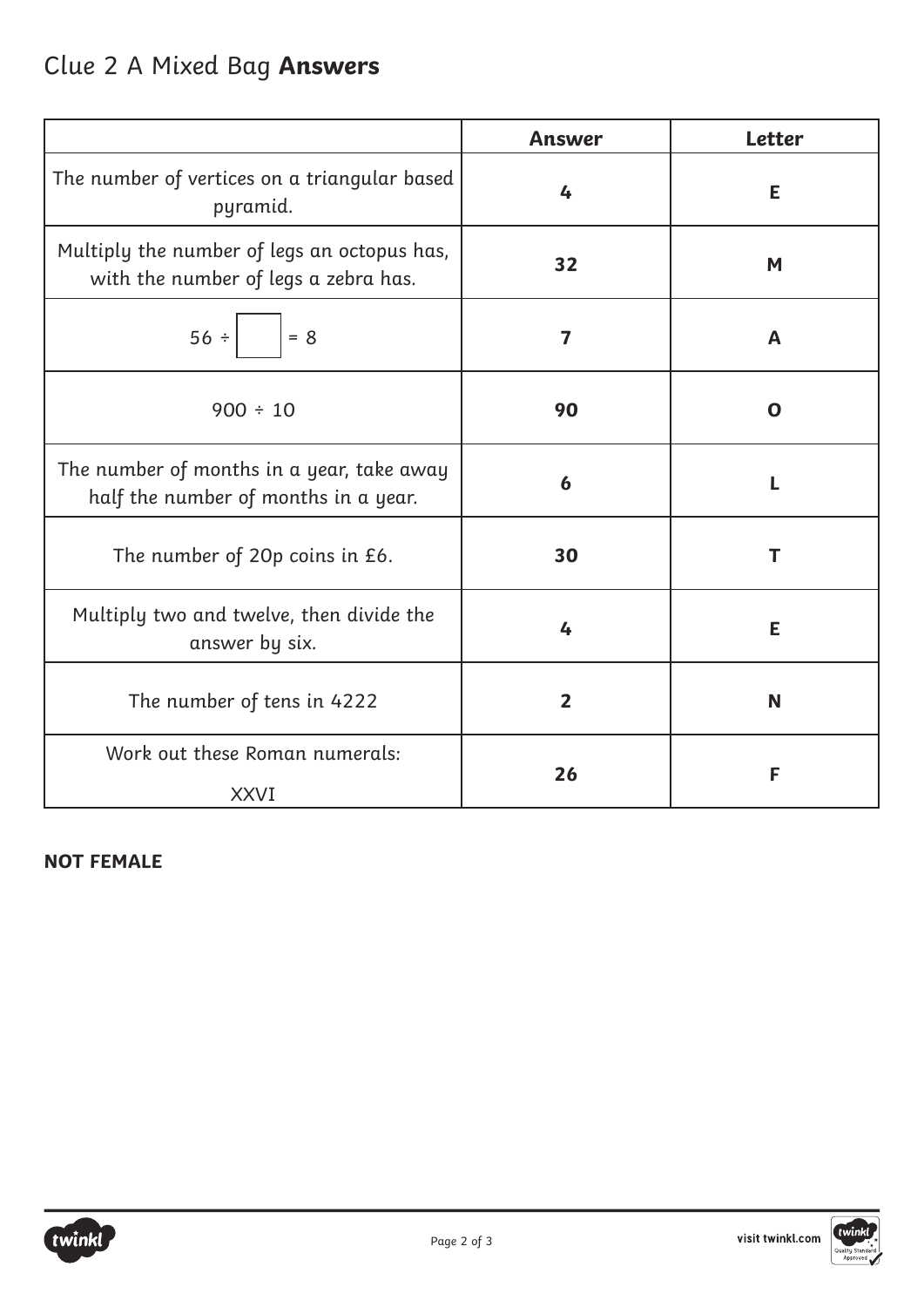# Clue 2 A Mixed Bag **Answers**

| | Answer | Letter |
|---|---|---|
| The number of vertices on a triangular based pyramid. | **4** | **E** |
| Multiply the number of legs an octopus has, with the number of legs a zebra has. | **32** | **M** |
| 56 ÷ ☐ = 8 | **7** | **A** |
| 900 ÷ 10 | **90** | **O** |
| The number of months in a year, take away half the number of months in a year. | **6** | **L** |
| The number of 20p coins in £6. | **30** | **T** |
| Multiply two and twelve, then divide the answer by six. | **4** | **E** |
| The number of tens in 4222 | **2** | **N** |
| Work out these Roman numerals: XXVI | **26** | **F** |

**NOT FEMALE**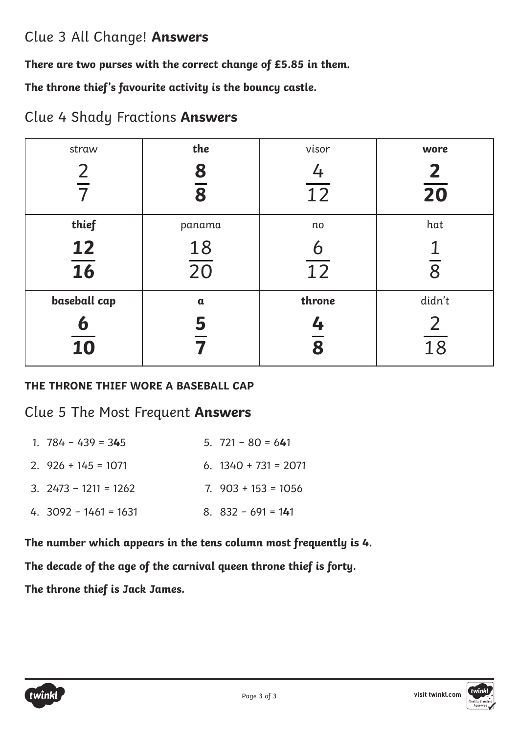## Clue 3 All Change! **Answers**

***There are two purses with the correct change of £5.85 in them.***

***The throne thief's favourite activity is the bouncy castle.***

## Clue 4 Shady Fractions **Answers**

| | | | |
|---|---|---|---|
| straw $\frac{2}{7}$ | **the** $\frac{8}{8}$ | visor $\frac{4}{12}$ | **wore** $\frac{2}{20}$ |
| **thief** $\frac{12}{16}$ | panama $\frac{18}{20}$ | no $\frac{6}{12}$ | hat $\frac{1}{8}$ |
| **baseball cap** $\frac{6}{10}$ | **a** $\frac{5}{7}$ | **throne** $\frac{4}{8}$ | didn't $\frac{2}{18}$ |

**THE THRONE THIEF WORE A BASEBALL CAP**

## Clue 5 The Most Frequent **Answers**

1. 784 – 439 = 3**4**5
2. 926 + 145 = 1071
3. 2473 – 1211 = 1262
4. 3092 – 1461 = 1631
5. 721 – 80 = 6**4**1
6. 1340 + 731 = 2071
7. 903 + 153 = 1056
8. 832 – 691 = 1**4**1

***The number which appears in the tens column most frequently is 4.***

***The decade of the age of the carnival queen throne thief is forty.***

***The throne thief is Jack James.***